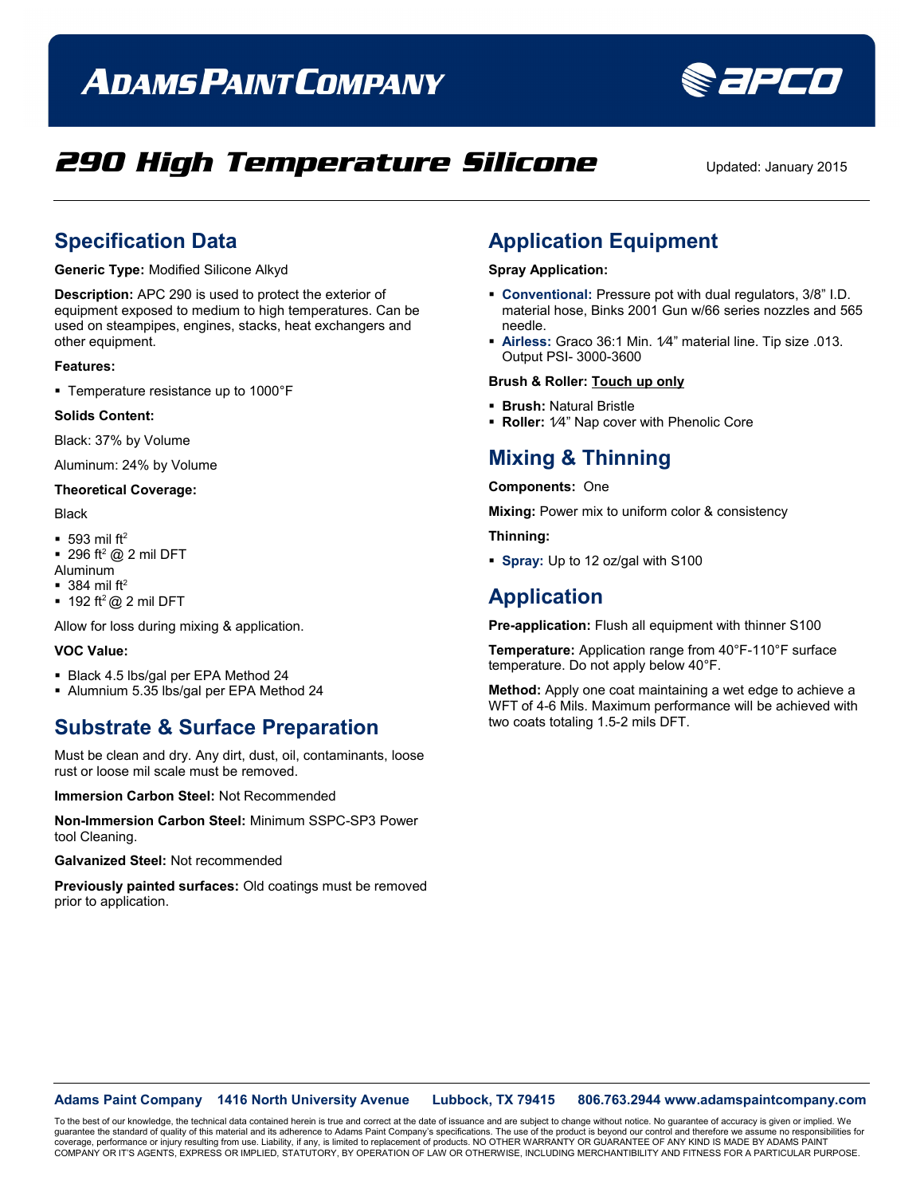# ADAMS PAINT COMPANY

APCO

# 290 High Temperature Silicone

Updated: January 2015

## Specification Data

**Generic Type:** Modified Silicone Alkyd

**Description:** APC 290 is used to protect the exterior of equipment exposed to medium to high temperatures. Can be used on steampipes, engines, stacks, heat exchangers and other equipment.

**Features:**

- Temperature resistance up to 1000°F

**Solids Content:**

Black: 37% by Volume

Aluminum: 24% by Volume

**Theoretical Coverage:**

Black

- 593 mil ft$^2$
- 296 ft$^2$ @ 2 mil DFT

Aluminum

- 384 mil ft$^2$
- 192 ft$^2$ @ 2 mil DFT

Allow for loss during mixing & application.

**VOC Value:**

- Black 4.5 lbs/gal per EPA Method 24
- Alumnium 5.35 lbs/gal per EPA Method 24

## Substrate & Surface Preparation

Must be clean and dry. Any dirt, dust, oil, contaminants, loose rust or loose mil scale must be removed.

**Immersion Carbon Steel:** Not Recommended

**Non-Immersion Carbon Steel:** Minimum SSPC-SP3 Power tool Cleaning.

**Galvanized Steel:** Not recommended

**Previously painted surfaces:** Old coatings must be removed prior to application.

## Application Equipment

**Spray Application:**

- **Conventional:** Pressure pot with dual regulators, 3/8" I.D. material hose, Binks 2001 Gun w/66 series nozzles and 565 needle.
- **Airless:** Graco 36:1 Min. 1⁄4" material line. Tip size .013. Output PSI- 3000-3600

**Brush & Roller:** Touch up only

- **Brush:** Natural Bristle
- **Roller:** 1⁄4" Nap cover with Phenolic Core

## Mixing & Thinning

**Components:** One

**Mixing:** Power mix to uniform color & consistency

**Thinning:**

- **Spray:** Up to 12 oz/gal with S100

## Application

**Pre-application:** Flush all equipment with thinner S100

**Temperature:** Application range from 40°F-110°F surface temperature. Do not apply below 40°F.

**Method:** Apply one coat maintaining a wet edge to achieve a WFT of 4-6 Mils. Maximum performance will be achieved with two coats totaling 1.5-2 mils DFT.

**Adams Paint Company** 1416 North University Avenue Lubbock, TX 79415 806.763.2944 www.adamspaintcompany.com

To the best of our knowledge, the technical data contained herein is true and correct at the date of issuance and are subject to change without notice. No guarantee of accuracy is given or implied. We guarantee the standard of quality of this material and its adherence to Adams Paint Company's specifications. The use of the product is beyond our control and therefore we assume no responsibilities for coverage, performance or injury resulting from use. Liability, if any, is limited to replacement of products. NO OTHER WARRANTY OR GUARANTEE OF ANY KIND IS MADE BY ADAMS PAINT COMPANY OR IT'S AGENTS, EXPRESS OR IMPLIED, STATUTORY, BY OPERATION OF LAW OR OTHERWISE, INCLUDING MERCHANTIBILITY AND FITNESS FOR A PARTICULAR PURPOSE.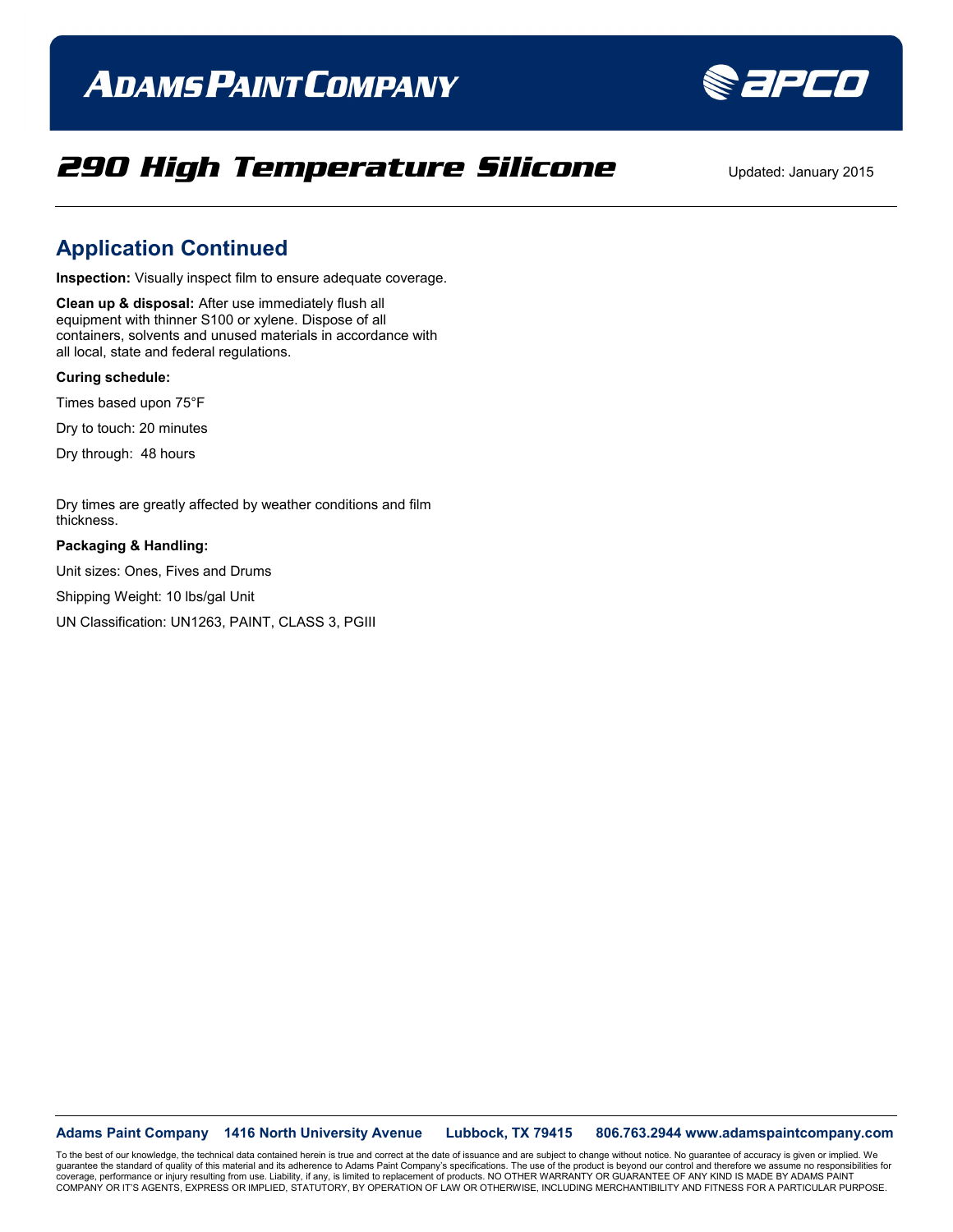## Application Continued

**Inspection:** Visually inspect film to ensure adequate coverage.

**Clean up & disposal:** After use immediately flush all equipment with thinner S100 or xylene. Dispose of all containers, solvents and unused materials in accordance with all local, state and federal regulations.

**Curing schedule:**

Times based upon 75°F

Dry to touch: 20 minutes

Dry through: 48 hours

Dry times are greatly affected by weather conditions and film thickness.

**Packaging & Handling:**

Unit sizes: Ones, Fives and Drums

Shipping Weight: 10 lbs/gal Unit

UN Classification: UN1263, PAINT, CLASS 3, PGIII

**Adams Paint Company 1416 North University Avenue Lubbock, TX 79415 806.763.2944 www.adamspaintcompany.com**

To the best of our knowledge, the technical data contained herein is true and correct at the date of issuance and are subject to change without notice. No guarantee of accuracy is given or implied. We guarantee the standard of quality of this material and its adherence to Adams Paint Company's specifications. The use of the product is beyond our control and therefore we assume no responsibilities for coverage, performance or injury resulting from use. Liability, if any, is limited to replacement of products. NO OTHER WARRANTY OR GUARANTEE OF ANY KIND IS MADE BY ADAMS PAINT COMPANY OR IT'S AGENTS, EXPRESS OR IMPLIED, STATUTORY, BY OPERATION OF LAW OR OTHERWISE, INCLUDING MERCHANTIBILITY AND FITNESS FOR A PARTICULAR PURPOSE.